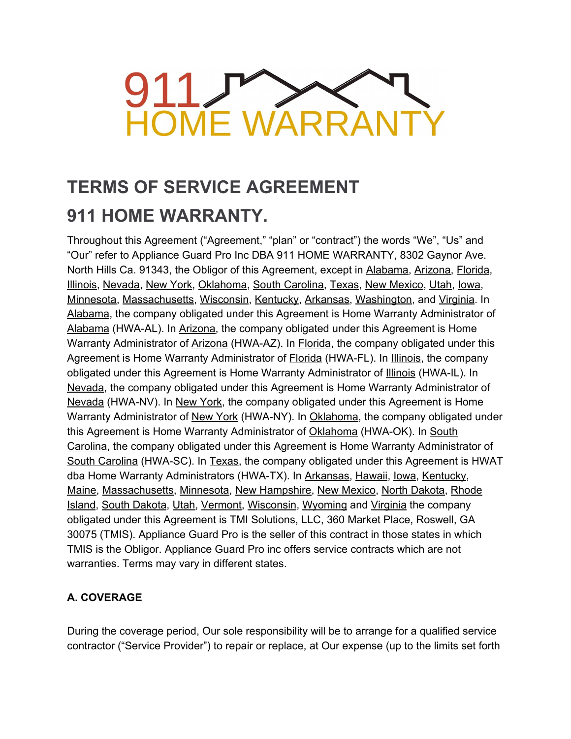911 HOME WARRANTY

# TERMS OF SERVICE AGREEMENT

# 911 HOME WARRANTY.

Throughout this Agreement ("Agreement," "plan" or "contract") the words "We", "Us" and "Our" refer to Appliance Guard Pro Inc DBA 911 HOME WARRANTY, 8302 Gaynor Ave. North Hills Ca. 91343, the Obligor of this Agreement, except in Alabama, Arizona, Florida, Illinois, Nevada, New York, Oklahoma, South Carolina, Texas, New Mexico, Utah, Iowa, Minnesota, Massachusetts, Wisconsin, Kentucky, Arkansas, Washington, and Virginia. In Alabama, the company obligated under this Agreement is Home Warranty Administrator of Alabama (HWA-AL). In Arizona, the company obligated under this Agreement is Home Warranty Administrator of Arizona (HWA-AZ). In Florida, the company obligated under this Agreement is Home Warranty Administrator of Florida (HWA-FL). In Illinois, the company obligated under this Agreement is Home Warranty Administrator of Illinois (HWA-IL). In Nevada, the company obligated under this Agreement is Home Warranty Administrator of Nevada (HWA-NV). In New York, the company obligated under this Agreement is Home Warranty Administrator of New York (HWA-NY). In Oklahoma, the company obligated under this Agreement is Home Warranty Administrator of Oklahoma (HWA-OK). In South Carolina, the company obligated under this Agreement is Home Warranty Administrator of South Carolina (HWA-SC). In Texas, the company obligated under this Agreement is HWAT dba Home Warranty Administrators (HWA-TX). In Arkansas, Hawaii, Iowa, Kentucky, Maine, Massachusetts, Minnesota, New Hampshire, New Mexico, North Dakota, Rhode Island, South Dakota, Utah, Vermont, Wisconsin, Wyoming and Virginia the company obligated under this Agreement is TMI Solutions, LLC, 360 Market Place, Roswell, GA 30075 (TMIS). Appliance Guard Pro is the seller of this contract in those states in which TMIS is the Obligor. Appliance Guard Pro inc offers service contracts which are not warranties. Terms may vary in different states.

**A. COVERAGE**

During the coverage period, Our sole responsibility will be to arrange for a qualified service contractor ("Service Provider") to repair or replace, at Our expense (up to the limits set forth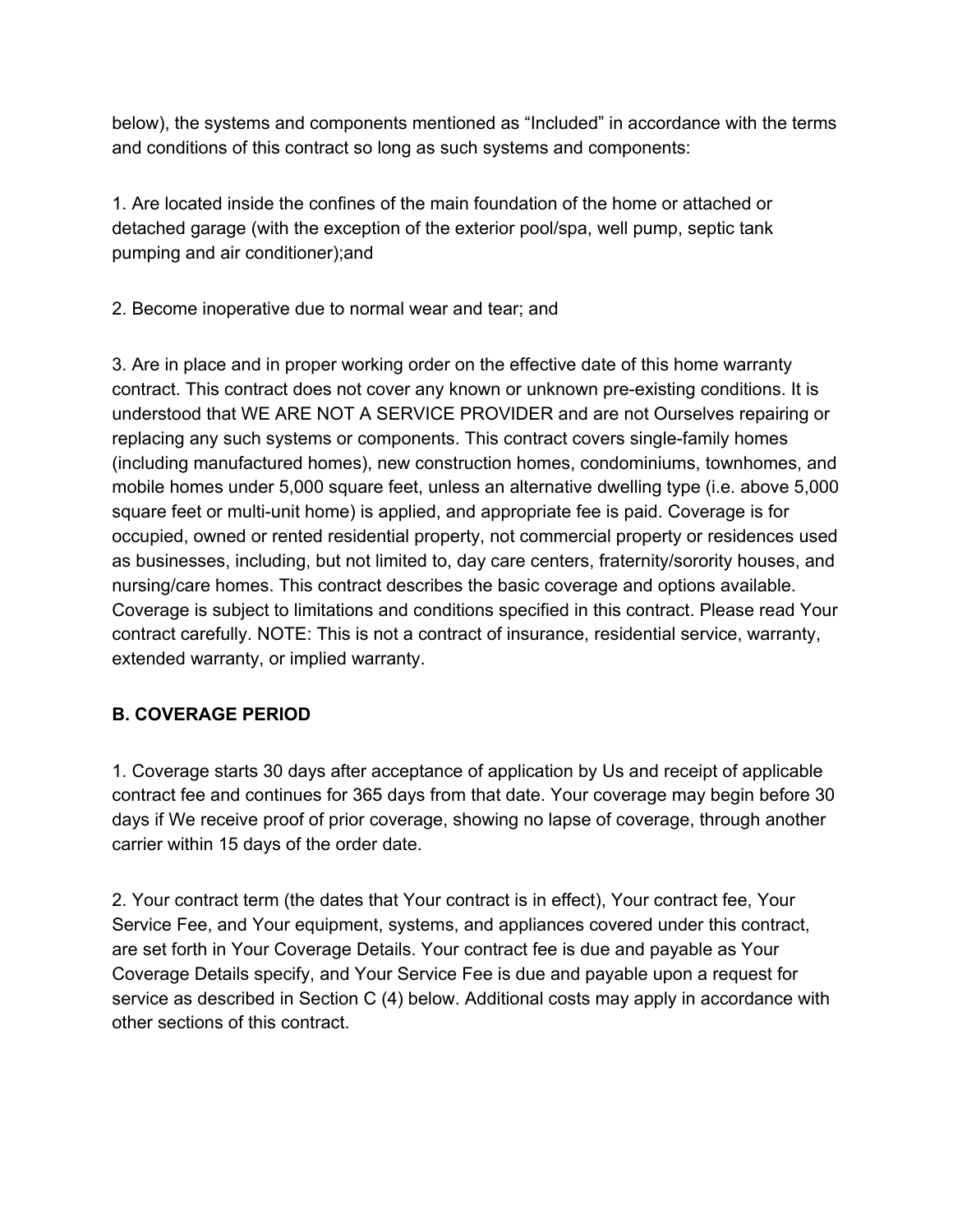below), the systems and components mentioned as “Included” in accordance with the terms and conditions of this contract so long as such systems and components:

1. Are located inside the confines of the main foundation of the home or attached or detached garage (with the exception of the exterior pool/spa, well pump, septic tank pumping and air conditioner);and

2. Become inoperative due to normal wear and tear; and

3. Are in place and in proper working order on the effective date of this home warranty contract. This contract does not cover any known or unknown pre-existing conditions. It is understood that WE ARE NOT A SERVICE PROVIDER and are not Ourselves repairing or replacing any such systems or components. This contract covers single-family homes (including manufactured homes), new construction homes, condominiums, townhomes, and mobile homes under 5,000 square feet, unless an alternative dwelling type (i.e. above 5,000 square feet or multi-unit home) is applied, and appropriate fee is paid. Coverage is for occupied, owned or rented residential property, not commercial property or residences used as businesses, including, but not limited to, day care centers, fraternity/sorority houses, and nursing/care homes. This contract describes the basic coverage and options available. Coverage is subject to limitations and conditions specified in this contract. Please read Your contract carefully. NOTE: This is not a contract of insurance, residential service, warranty, extended warranty, or implied warranty.

## B. COVERAGE PERIOD

1. Coverage starts 30 days after acceptance of application by Us and receipt of applicable contract fee and continues for 365 days from that date. Your coverage may begin before 30 days if We receive proof of prior coverage, showing no lapse of coverage, through another carrier within 15 days of the order date.

2. Your contract term (the dates that Your contract is in effect), Your contract fee, Your Service Fee, and Your equipment, systems, and appliances covered under this contract, are set forth in Your Coverage Details. Your contract fee is due and payable as Your Coverage Details specify, and Your Service Fee is due and payable upon a request for service as described in Section C (4) below. Additional costs may apply in accordance with other sections of this contract.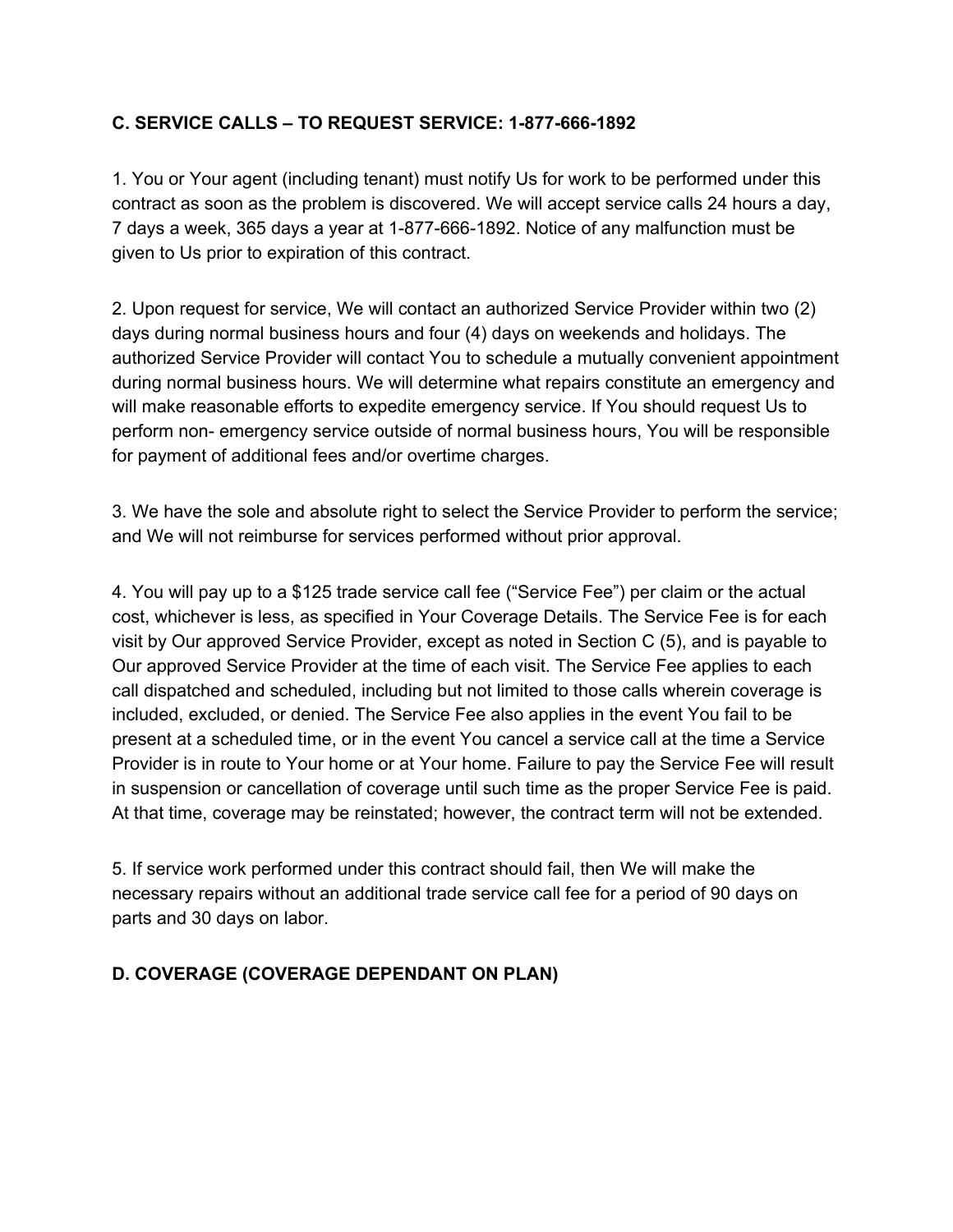## C. SERVICE CALLS – TO REQUEST SERVICE: 1-877-666-1892

1. You or Your agent (including tenant) must notify Us for work to be performed under this contract as soon as the problem is discovered. We will accept service calls 24 hours a day, 7 days a week, 365 days a year at 1-877-666-1892. Notice of any malfunction must be given to Us prior to expiration of this contract.

2. Upon request for service, We will contact an authorized Service Provider within two (2) days during normal business hours and four (4) days on weekends and holidays. The authorized Service Provider will contact You to schedule a mutually convenient appointment during normal business hours. We will determine what repairs constitute an emergency and will make reasonable efforts to expedite emergency service. If You should request Us to perform non- emergency service outside of normal business hours, You will be responsible for payment of additional fees and/or overtime charges.

3. We have the sole and absolute right to select the Service Provider to perform the service; and We will not reimburse for services performed without prior approval.

4. You will pay up to a $125 trade service call fee ("Service Fee") per claim or the actual cost, whichever is less, as specified in Your Coverage Details. The Service Fee is for each visit by Our approved Service Provider, except as noted in Section C (5), and is payable to Our approved Service Provider at the time of each visit. The Service Fee applies to each call dispatched and scheduled, including but not limited to those calls wherein coverage is included, excluded, or denied. The Service Fee also applies in the event You fail to be present at a scheduled time, or in the event You cancel a service call at the time a Service Provider is in route to Your home or at Your home. Failure to pay the Service Fee will result in suspension or cancellation of coverage until such time as the proper Service Fee is paid. At that time, coverage may be reinstated; however, the contract term will not be extended.

5. If service work performed under this contract should fail, then We will make the necessary repairs without an additional trade service call fee for a period of 90 days on parts and 30 days on labor.

## D. COVERAGE (COVERAGE DEPENDANT ON PLAN)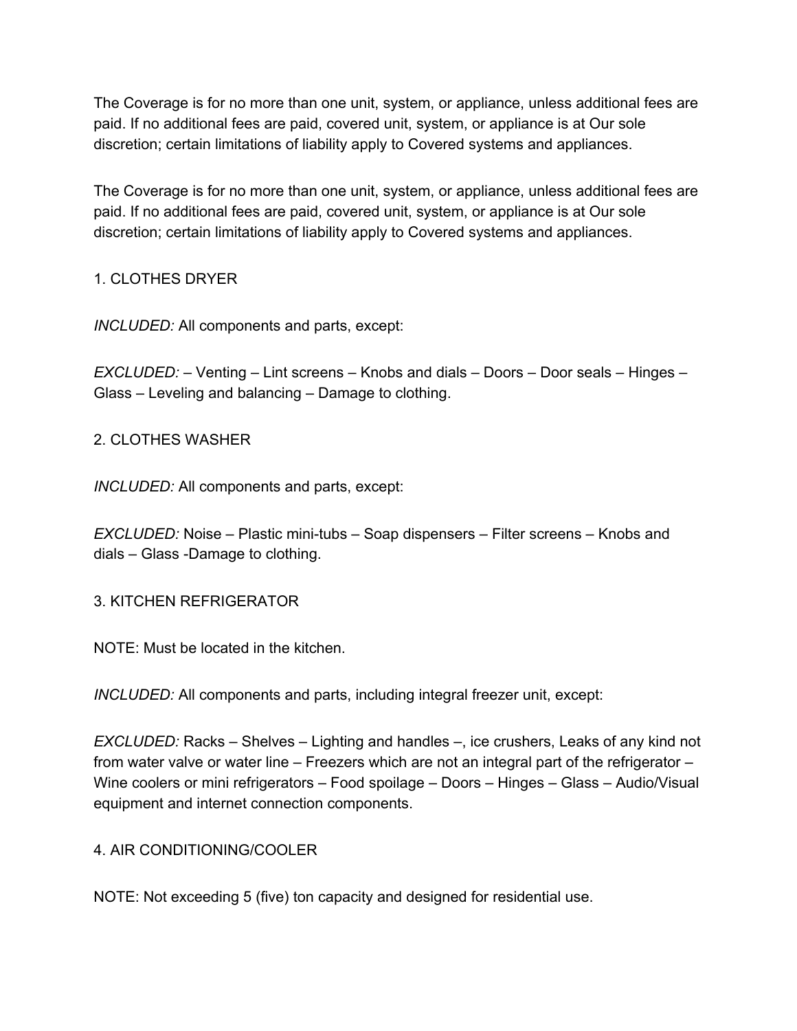The Coverage is for no more than one unit, system, or appliance, unless additional fees are paid. If no additional fees are paid, covered unit, system, or appliance is at Our sole discretion; certain limitations of liability apply to Covered systems and appliances.

The Coverage is for no more than one unit, system, or appliance, unless additional fees are paid. If no additional fees are paid, covered unit, system, or appliance is at Our sole discretion; certain limitations of liability apply to Covered systems and appliances.

1. CLOTHES DRYER

*INCLUDED:* All components and parts, except:

*EXCLUDED:* – Venting – Lint screens – Knobs and dials – Doors – Door seals – Hinges – Glass – Leveling and balancing – Damage to clothing.

2. CLOTHES WASHER

*INCLUDED:* All components and parts, except:

*EXCLUDED:* Noise – Plastic mini-tubs – Soap dispensers – Filter screens – Knobs and dials – Glass -Damage to clothing.

3. KITCHEN REFRIGERATOR

NOTE: Must be located in the kitchen.

*INCLUDED:* All components and parts, including integral freezer unit, except:

*EXCLUDED:* Racks – Shelves – Lighting and handles –, ice crushers, Leaks of any kind not from water valve or water line – Freezers which are not an integral part of the refrigerator – Wine coolers or mini refrigerators – Food spoilage – Doors – Hinges – Glass – Audio/Visual equipment and internet connection components.

4. AIR CONDITIONING/COOLER

NOTE: Not exceeding 5 (five) ton capacity and designed for residential use.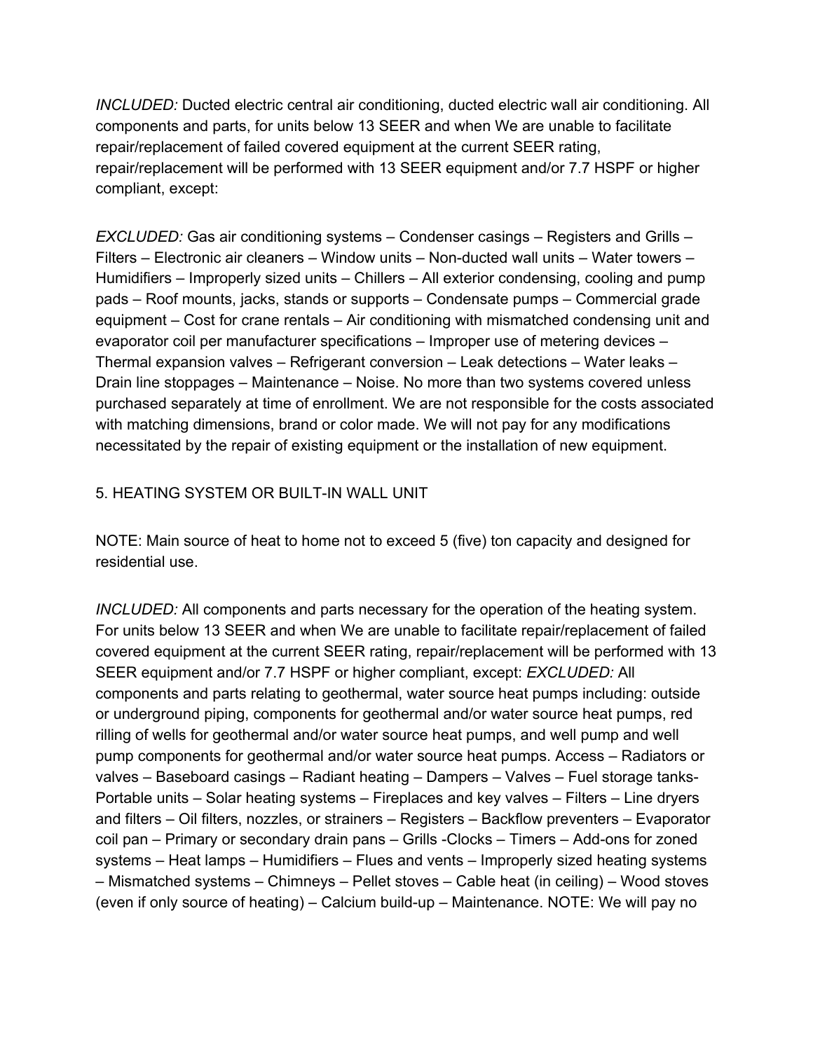*INCLUDED:* Ducted electric central air conditioning, ducted electric wall air conditioning. All components and parts, for units below 13 SEER and when We are unable to facilitate repair/replacement of failed covered equipment at the current SEER rating, repair/replacement will be performed with 13 SEER equipment and/or 7.7 HSPF or higher compliant, except:

*EXCLUDED:* Gas air conditioning systems – Condenser casings – Registers and Grills – Filters – Electronic air cleaners – Window units – Non-ducted wall units – Water towers – Humidifiers – Improperly sized units – Chillers – All exterior condensing, cooling and pump pads – Roof mounts, jacks, stands or supports – Condensate pumps – Commercial grade equipment – Cost for crane rentals – Air conditioning with mismatched condensing unit and evaporator coil per manufacturer specifications – Improper use of metering devices – Thermal expansion valves – Refrigerant conversion – Leak detections – Water leaks – Drain line stoppages – Maintenance – Noise. No more than two systems covered unless purchased separately at time of enrollment. We are not responsible for the costs associated with matching dimensions, brand or color made. We will not pay for any modifications necessitated by the repair of existing equipment or the installation of new equipment.

5. HEATING SYSTEM OR BUILT-IN WALL UNIT

NOTE: Main source of heat to home not to exceed 5 (five) ton capacity and designed for residential use.

*INCLUDED:* All components and parts necessary for the operation of the heating system. For units below 13 SEER and when We are unable to facilitate repair/replacement of failed covered equipment at the current SEER rating, repair/replacement will be performed with 13 SEER equipment and/or 7.7 HSPF or higher compliant, except: *EXCLUDED:* All components and parts relating to geothermal, water source heat pumps including: outside or underground piping, components for geothermal and/or water source heat pumps, red rilling of wells for geothermal and/or water source heat pumps, and well pump and well pump components for geothermal and/or water source heat pumps. Access – Radiators or valves – Baseboard casings – Radiant heating – Dampers – Valves – Fuel storage tanks- Portable units – Solar heating systems – Fireplaces and key valves – Filters – Line dryers and filters – Oil filters, nozzles, or strainers – Registers – Backflow preventers – Evaporator coil pan – Primary or secondary drain pans – Grills -Clocks – Timers – Add-ons for zoned systems – Heat lamps – Humidifiers – Flues and vents – Improperly sized heating systems – Mismatched systems – Chimneys – Pellet stoves – Cable heat (in ceiling) – Wood stoves (even if only source of heating) – Calcium build-up – Maintenance. NOTE: We will pay no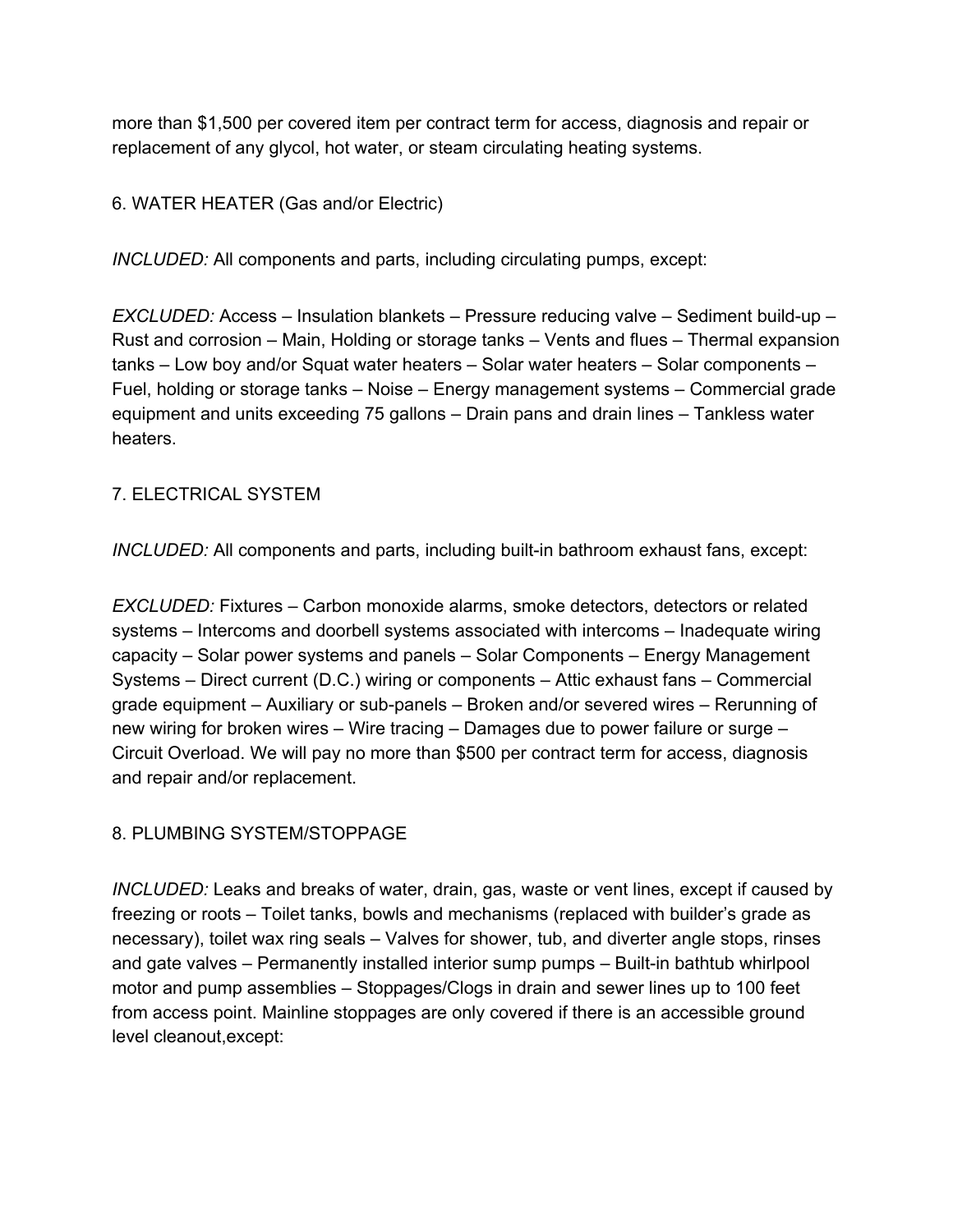more than $1,500 per covered item per contract term for access, diagnosis and repair or replacement of any glycol, hot water, or steam circulating heating systems.

6. WATER HEATER (Gas and/or Electric)

*INCLUDED:* All components and parts, including circulating pumps, except:

*EXCLUDED:* Access – Insulation blankets – Pressure reducing valve – Sediment build-up – Rust and corrosion – Main, Holding or storage tanks – Vents and flues – Thermal expansion tanks – Low boy and/or Squat water heaters – Solar water heaters – Solar components – Fuel, holding or storage tanks – Noise – Energy management systems – Commercial grade equipment and units exceeding 75 gallons – Drain pans and drain lines – Tankless water heaters.

7. ELECTRICAL SYSTEM

*INCLUDED:* All components and parts, including built-in bathroom exhaust fans, except:

*EXCLUDED:* Fixtures – Carbon monoxide alarms, smoke detectors, detectors or related systems – Intercoms and doorbell systems associated with intercoms – Inadequate wiring capacity – Solar power systems and panels – Solar Components – Energy Management Systems – Direct current (D.C.) wiring or components – Attic exhaust fans – Commercial grade equipment – Auxiliary or sub-panels – Broken and/or severed wires – Rerunning of new wiring for broken wires – Wire tracing – Damages due to power failure or surge – Circuit Overload. We will pay no more than $500 per contract term for access, diagnosis and repair and/or replacement.

8. PLUMBING SYSTEM/STOPPAGE

*INCLUDED:* Leaks and breaks of water, drain, gas, waste or vent lines, except if caused by freezing or roots – Toilet tanks, bowls and mechanisms (replaced with builder's grade as necessary), toilet wax ring seals – Valves for shower, tub, and diverter angle stops, rinses and gate valves – Permanently installed interior sump pumps – Built-in bathtub whirlpool motor and pump assemblies – Stoppages/Clogs in drain and sewer lines up to 100 feet from access point. Mainline stoppages are only covered if there is an accessible ground level cleanout,except: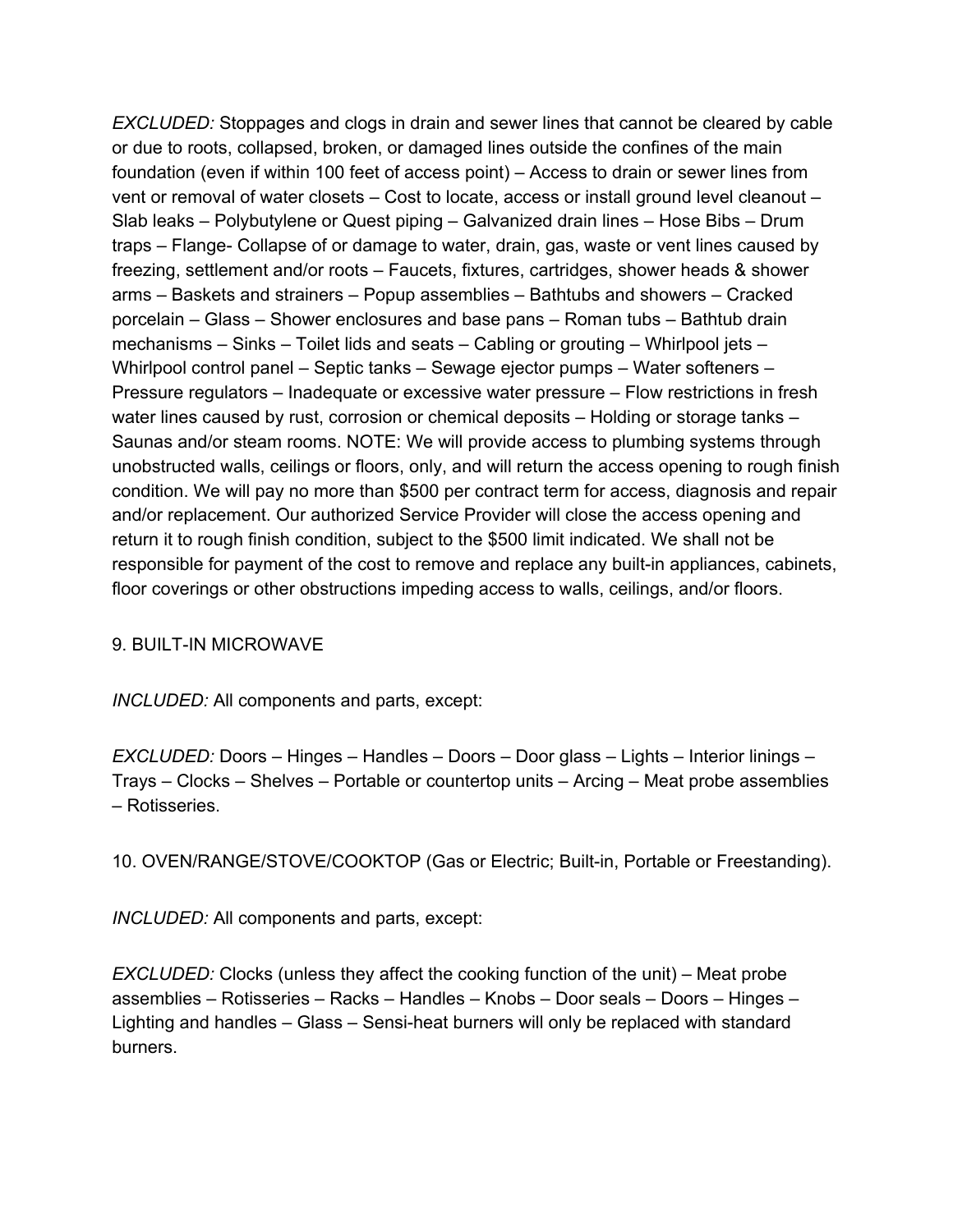*EXCLUDED:* Stoppages and clogs in drain and sewer lines that cannot be cleared by cable or due to roots, collapsed, broken, or damaged lines outside the confines of the main foundation (even if within 100 feet of access point) – Access to drain or sewer lines from vent or removal of water closets – Cost to locate, access or install ground level cleanout – Slab leaks – Polybutylene or Quest piping – Galvanized drain lines – Hose Bibs – Drum traps – Flange- Collapse of or damage to water, drain, gas, waste or vent lines caused by freezing, settlement and/or roots – Faucets, fixtures, cartridges, shower heads & shower arms – Baskets and strainers – Popup assemblies – Bathtubs and showers – Cracked porcelain – Glass – Shower enclosures and base pans – Roman tubs – Bathtub drain mechanisms – Sinks – Toilet lids and seats – Cabling or grouting – Whirlpool jets – Whirlpool control panel – Septic tanks – Sewage ejector pumps – Water softeners – Pressure regulators – Inadequate or excessive water pressure – Flow restrictions in fresh water lines caused by rust, corrosion or chemical deposits – Holding or storage tanks – Saunas and/or steam rooms. NOTE: We will provide access to plumbing systems through unobstructed walls, ceilings or floors, only, and will return the access opening to rough finish condition. We will pay no more than $500 per contract term for access, diagnosis and repair and/or replacement. Our authorized Service Provider will close the access opening and return it to rough finish condition, subject to the $500 limit indicated. We shall not be responsible for payment of the cost to remove and replace any built-in appliances, cabinets, floor coverings or other obstructions impeding access to walls, ceilings, and/or floors.

9. BUILT-IN MICROWAVE

*INCLUDED:* All components and parts, except:

*EXCLUDED:* Doors – Hinges – Handles – Doors – Door glass – Lights – Interior linings – Trays – Clocks – Shelves – Portable or countertop units – Arcing – Meat probe assemblies – Rotisseries.

10. OVEN/RANGE/STOVE/COOKTOP (Gas or Electric; Built-in, Portable or Freestanding).

*INCLUDED:* All components and parts, except:

*EXCLUDED:* Clocks (unless they affect the cooking function of the unit) – Meat probe assemblies – Rotisseries – Racks – Handles – Knobs – Door seals – Doors – Hinges – Lighting and handles – Glass – Sensi-heat burners will only be replaced with standard burners.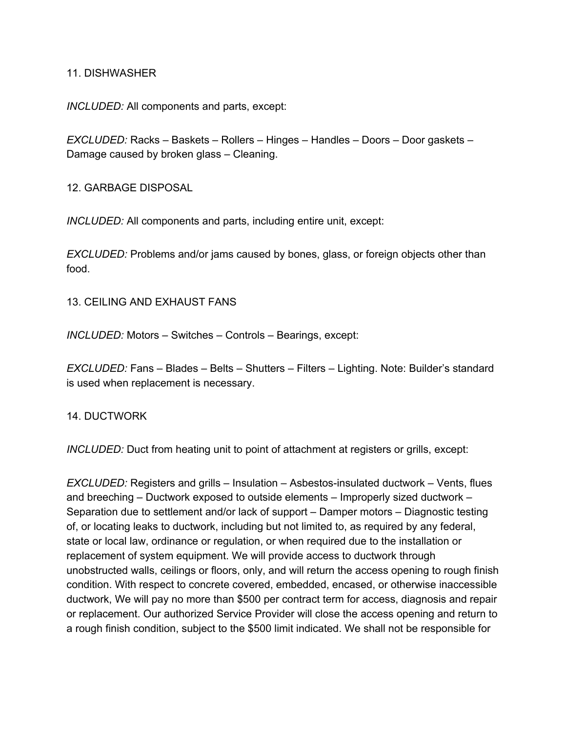11. DISHWASHER

*INCLUDED:* All components and parts, except:

*EXCLUDED:* Racks – Baskets – Rollers – Hinges – Handles – Doors – Door gaskets – Damage caused by broken glass – Cleaning.

12. GARBAGE DISPOSAL

*INCLUDED:* All components and parts, including entire unit, except:

*EXCLUDED:* Problems and/or jams caused by bones, glass, or foreign objects other than food.

13. CEILING AND EXHAUST FANS

*INCLUDED:* Motors – Switches – Controls – Bearings, except:

*EXCLUDED:* Fans – Blades – Belts – Shutters – Filters – Lighting. Note: Builder's standard is used when replacement is necessary.

14. DUCTWORK

*INCLUDED:* Duct from heating unit to point of attachment at registers or grills, except:

*EXCLUDED:* Registers and grills – Insulation – Asbestos-insulated ductwork – Vents, flues and breeching – Ductwork exposed to outside elements – Improperly sized ductwork – Separation due to settlement and/or lack of support – Damper motors – Diagnostic testing of, or locating leaks to ductwork, including but not limited to, as required by any federal, state or local law, ordinance or regulation, or when required due to the installation or replacement of system equipment. We will provide access to ductwork through unobstructed walls, ceilings or floors, only, and will return the access opening to rough finish condition. With respect to concrete covered, embedded, encased, or otherwise inaccessible ductwork, We will pay no more than $500 per contract term for access, diagnosis and repair or replacement. Our authorized Service Provider will close the access opening and return to a rough finish condition, subject to the $500 limit indicated. We shall not be responsible for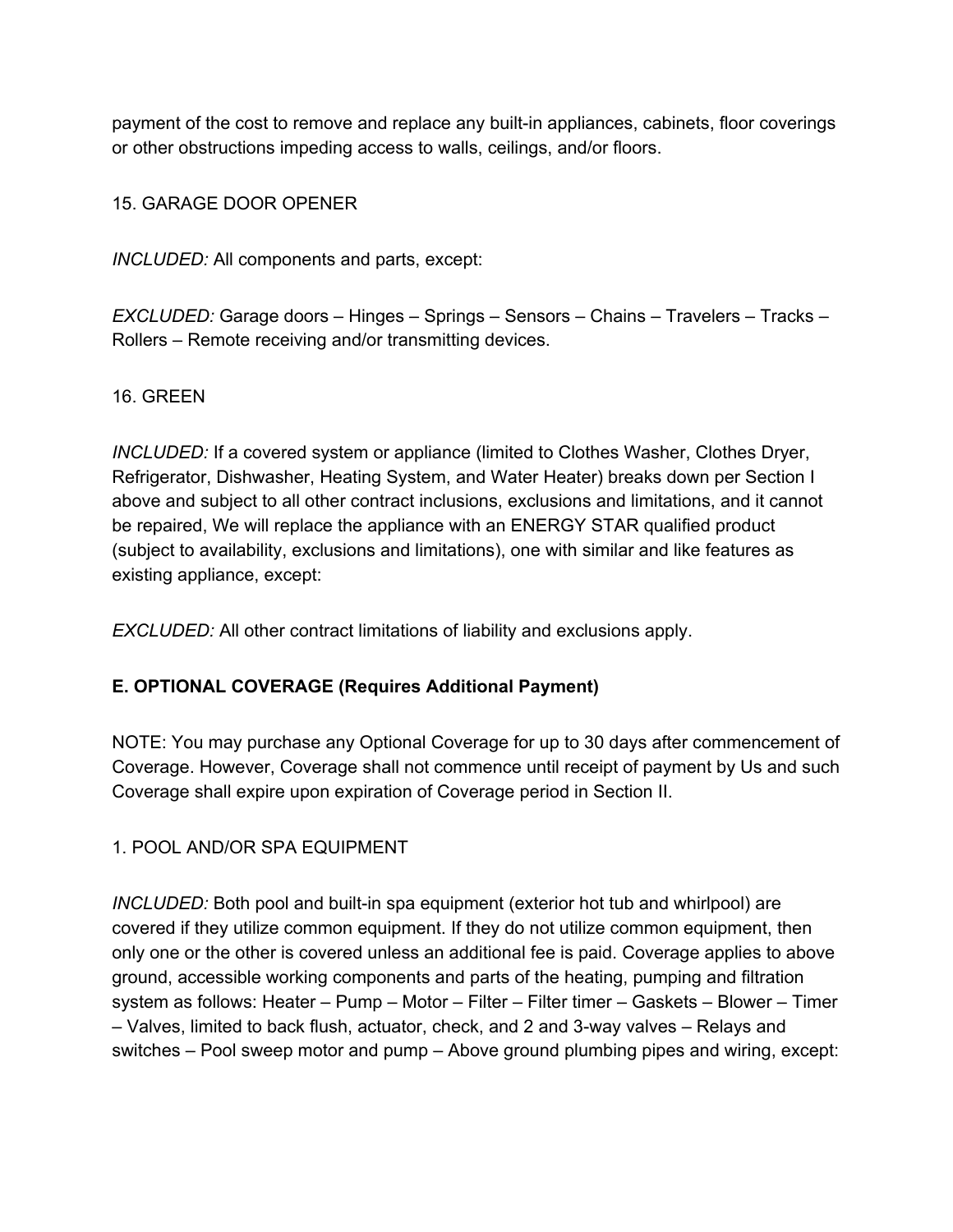payment of the cost to remove and replace any built-in appliances, cabinets, floor coverings or other obstructions impeding access to walls, ceilings, and/or floors.

15. GARAGE DOOR OPENER

*INCLUDED:* All components and parts, except:

*EXCLUDED:* Garage doors – Hinges – Springs – Sensors – Chains – Travelers – Tracks – Rollers – Remote receiving and/or transmitting devices.

16. GREEN

*INCLUDED:* If a covered system or appliance (limited to Clothes Washer, Clothes Dryer, Refrigerator, Dishwasher, Heating System, and Water Heater) breaks down per Section I above and subject to all other contract inclusions, exclusions and limitations, and it cannot be repaired, We will replace the appliance with an ENERGY STAR qualified product (subject to availability, exclusions and limitations), one with similar and like features as existing appliance, except:

*EXCLUDED:* All other contract limitations of liability and exclusions apply.

**E. OPTIONAL COVERAGE (Requires Additional Payment)**

NOTE: You may purchase any Optional Coverage for up to 30 days after commencement of Coverage. However, Coverage shall not commence until receipt of payment by Us and such Coverage shall expire upon expiration of Coverage period in Section II.

1. POOL AND/OR SPA EQUIPMENT

*INCLUDED:* Both pool and built-in spa equipment (exterior hot tub and whirlpool) are covered if they utilize common equipment. If they do not utilize common equipment, then only one or the other is covered unless an additional fee is paid. Coverage applies to above ground, accessible working components and parts of the heating, pumping and filtration system as follows: Heater – Pump – Motor – Filter – Filter timer – Gaskets – Blower – Timer – Valves, limited to back flush, actuator, check, and 2 and 3-way valves – Relays and switches – Pool sweep motor and pump – Above ground plumbing pipes and wiring, except: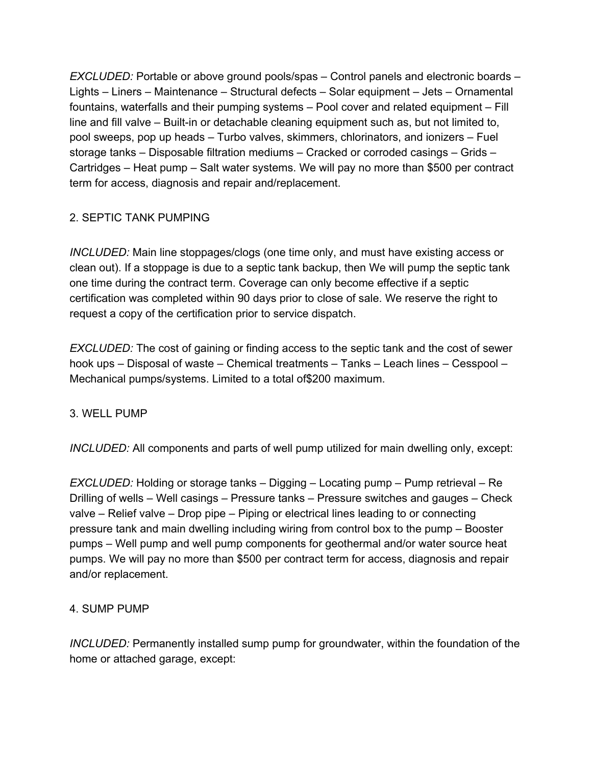*EXCLUDED:* Portable or above ground pools/spas – Control panels and electronic boards – Lights – Liners – Maintenance – Structural defects – Solar equipment – Jets – Ornamental fountains, waterfalls and their pumping systems – Pool cover and related equipment – Fill line and fill valve – Built-in or detachable cleaning equipment such as, but not limited to, pool sweeps, pop up heads – Turbo valves, skimmers, chlorinators, and ionizers – Fuel storage tanks – Disposable filtration mediums – Cracked or corroded casings – Grids – Cartridges – Heat pump – Salt water systems. We will pay no more than $500 per contract term for access, diagnosis and repair and/replacement.

2. SEPTIC TANK PUMPING

*INCLUDED:* Main line stoppages/clogs (one time only, and must have existing access or clean out). If a stoppage is due to a septic tank backup, then We will pump the septic tank one time during the contract term. Coverage can only become effective if a septic certification was completed within 90 days prior to close of sale. We reserve the right to request a copy of the certification prior to service dispatch.

*EXCLUDED:* The cost of gaining or finding access to the septic tank and the cost of sewer hook ups – Disposal of waste – Chemical treatments – Tanks – Leach lines – Cesspool – Mechanical pumps/systems. Limited to a total of$200 maximum.

3. WELL PUMP

*INCLUDED:* All components and parts of well pump utilized for main dwelling only, except:

*EXCLUDED:* Holding or storage tanks – Digging – Locating pump – Pump retrieval – Re Drilling of wells – Well casings – Pressure tanks – Pressure switches and gauges – Check valve – Relief valve – Drop pipe – Piping or electrical lines leading to or connecting pressure tank and main dwelling including wiring from control box to the pump – Booster pumps – Well pump and well pump components for geothermal and/or water source heat pumps. We will pay no more than $500 per contract term for access, diagnosis and repair and/or replacement.

4. SUMP PUMP

*INCLUDED:* Permanently installed sump pump for groundwater, within the foundation of the home or attached garage, except: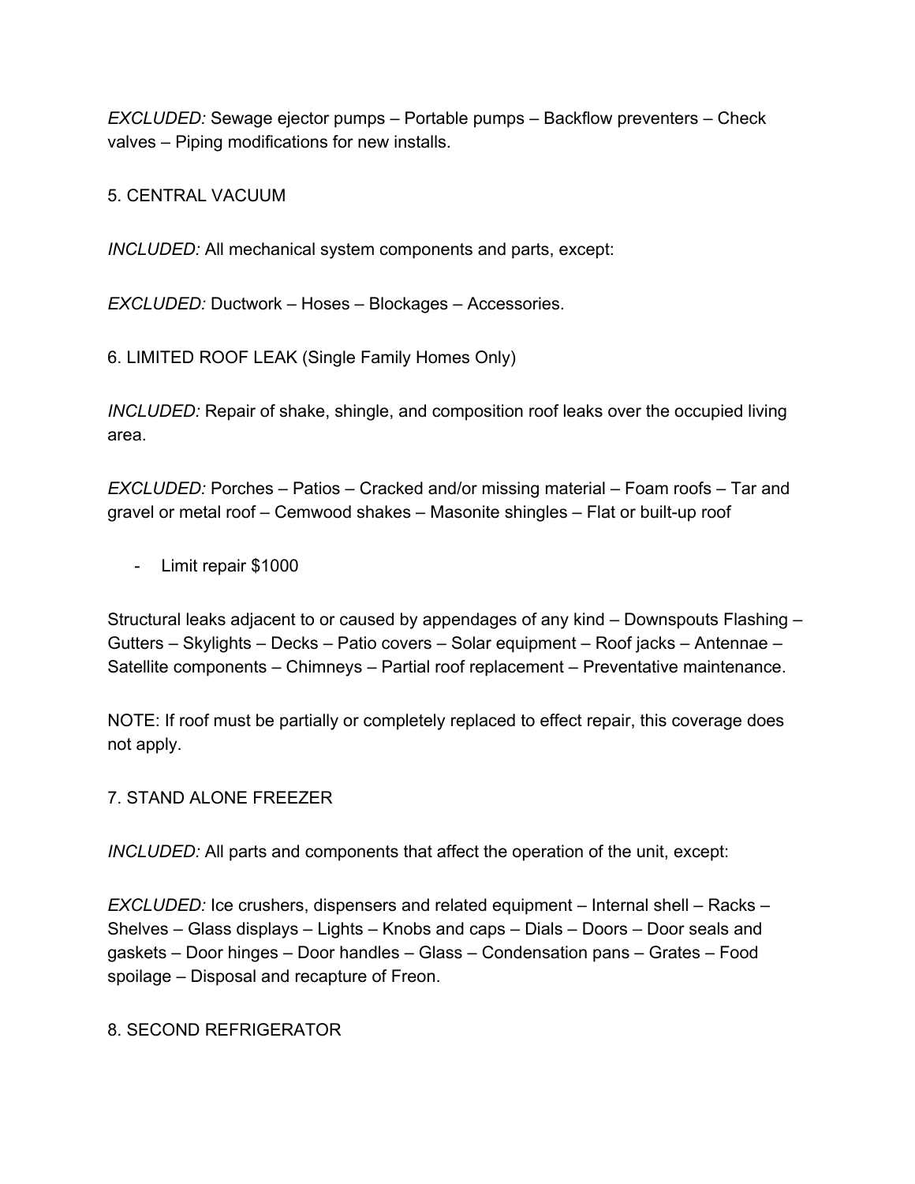*EXCLUDED:* Sewage ejector pumps – Portable pumps – Backflow preventers – Check valves – Piping modifications for new installs.

5. CENTRAL VACUUM

*INCLUDED:* All mechanical system components and parts, except:

*EXCLUDED:* Ductwork – Hoses – Blockages – Accessories.

6. LIMITED ROOF LEAK (Single Family Homes Only)

*INCLUDED:* Repair of shake, shingle, and composition roof leaks over the occupied living area.

*EXCLUDED:* Porches – Patios – Cracked and/or missing material – Foam roofs – Tar and gravel or metal roof – Cemwood shakes – Masonite shingles – Flat or built-up roof

- Limit repair $1000

Structural leaks adjacent to or caused by appendages of any kind – Downspouts Flashing – Gutters – Skylights – Decks – Patio covers – Solar equipment – Roof jacks – Antennae – Satellite components – Chimneys – Partial roof replacement – Preventative maintenance.

NOTE: If roof must be partially or completely replaced to effect repair, this coverage does not apply.

7. STAND ALONE FREEZER

*INCLUDED:* All parts and components that affect the operation of the unit, except:

*EXCLUDED:* Ice crushers, dispensers and related equipment – Internal shell – Racks – Shelves – Glass displays – Lights – Knobs and caps – Dials – Doors – Door seals and gaskets – Door hinges – Door handles – Glass – Condensation pans – Grates – Food spoilage – Disposal and recapture of Freon.

8. SECOND REFRIGERATOR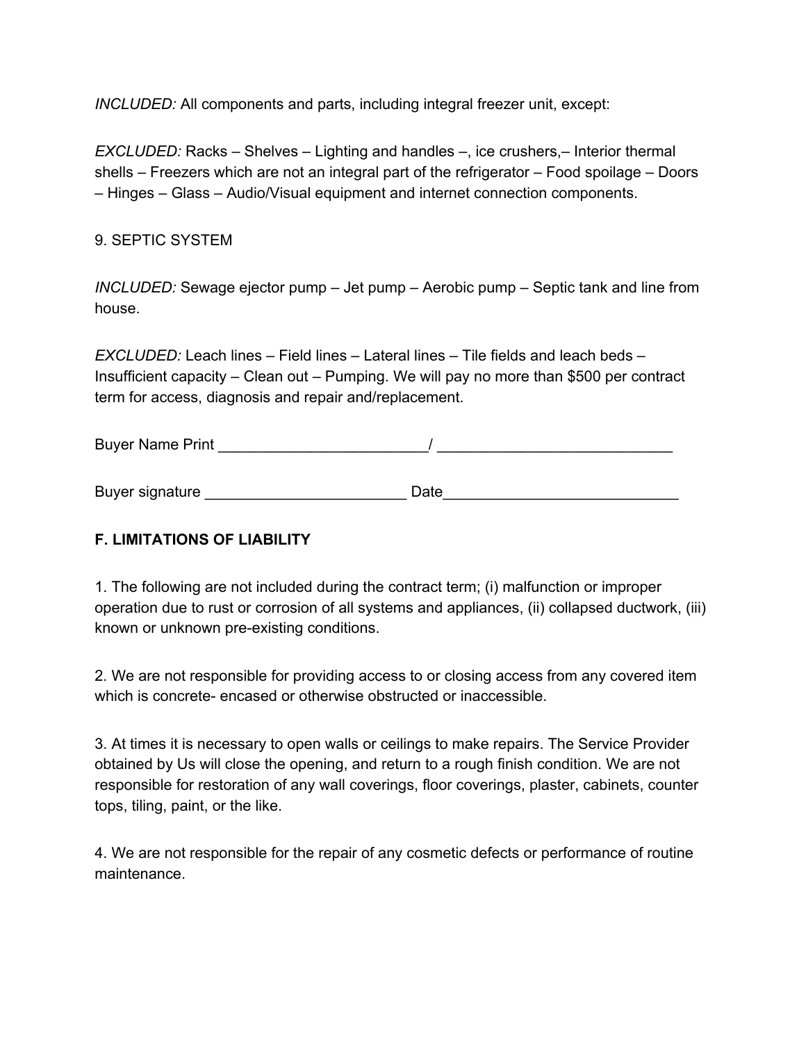*INCLUDED:* All components and parts, including integral freezer unit, except:

*EXCLUDED:* Racks – Shelves – Lighting and handles –, ice crushers,– Interior thermal shells – Freezers which are not an integral part of the refrigerator – Food spoilage – Doors – Hinges – Glass – Audio/Visual equipment and internet connection components.

9. SEPTIC SYSTEM

*INCLUDED:* Sewage ejector pump – Jet pump – Aerobic pump – Septic tank and line from house.

*EXCLUDED:* Leach lines – Field lines – Lateral lines – Tile fields and leach beds – Insufficient capacity – Clean out – Pumping. We will pay no more than $500 per contract term for access, diagnosis and repair and/replacement.

Buyer Name Print _________________________/ ____________________________

Buyer signature ________________________ Date____________________________

**F. LIMITATIONS OF LIABILITY**

1. The following are not included during the contract term; (i) malfunction or improper operation due to rust or corrosion of all systems and appliances, (ii) collapsed ductwork, (iii) known or unknown pre-existing conditions.

2. We are not responsible for providing access to or closing access from any covered item which is concrete- encased or otherwise obstructed or inaccessible.

3. At times it is necessary to open walls or ceilings to make repairs. The Service Provider obtained by Us will close the opening, and return to a rough finish condition. We are not responsible for restoration of any wall coverings, floor coverings, plaster, cabinets, counter tops, tiling, paint, or the like.

4. We are not responsible for the repair of any cosmetic defects or performance of routine maintenance.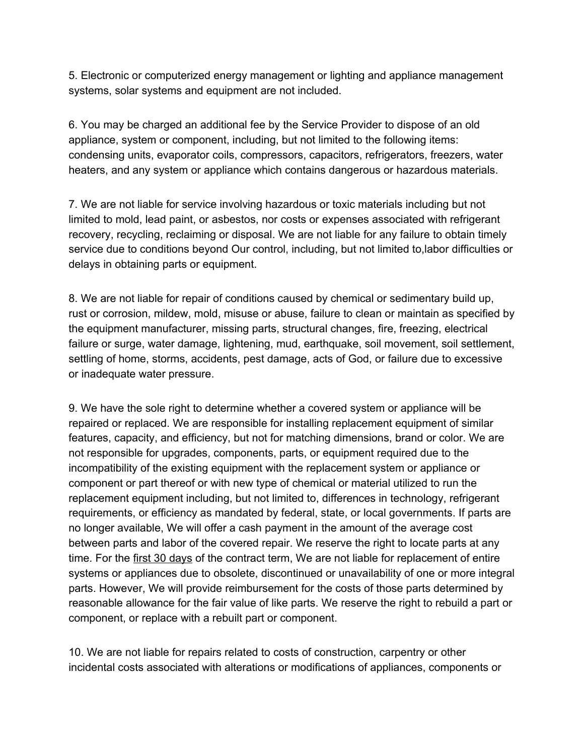5. Electronic or computerized energy management or lighting and appliance management systems, solar systems and equipment are not included.

6. You may be charged an additional fee by the Service Provider to dispose of an old appliance, system or component, including, but not limited to the following items: condensing units, evaporator coils, compressors, capacitors, refrigerators, freezers, water heaters, and any system or appliance which contains dangerous or hazardous materials.

7. We are not liable for service involving hazardous or toxic materials including but not limited to mold, lead paint, or asbestos, nor costs or expenses associated with refrigerant recovery, recycling, reclaiming or disposal. We are not liable for any failure to obtain timely service due to conditions beyond Our control, including, but not limited to,labor difficulties or delays in obtaining parts or equipment.

8. We are not liable for repair of conditions caused by chemical or sedimentary build up, rust or corrosion, mildew, mold, misuse or abuse, failure to clean or maintain as specified by the equipment manufacturer, missing parts, structural changes, fire, freezing, electrical failure or surge, water damage, lightening, mud, earthquake, soil movement, soil settlement, settling of home, storms, accidents, pest damage, acts of God, or failure due to excessive or inadequate water pressure.

9. We have the sole right to determine whether a covered system or appliance will be repaired or replaced. We are responsible for installing replacement equipment of similar features, capacity, and efficiency, but not for matching dimensions, brand or color. We are not responsible for upgrades, components, parts, or equipment required due to the incompatibility of the existing equipment with the replacement system or appliance or component or part thereof or with new type of chemical or material utilized to run the replacement equipment including, but not limited to, differences in technology, refrigerant requirements, or efficiency as mandated by federal, state, or local governments. If parts are no longer available, We will offer a cash payment in the amount of the average cost between parts and labor of the covered repair. We reserve the right to locate parts at any time. For the <u>first 30 days</u> of the contract term, We are not liable for replacement of entire systems or appliances due to obsolete, discontinued or unavailability of one or more integral parts. However, We will provide reimbursement for the costs of those parts determined by reasonable allowance for the fair value of like parts. We reserve the right to rebuild a part or component, or replace with a rebuilt part or component.

10. We are not liable for repairs related to costs of construction, carpentry or other incidental costs associated with alterations or modifications of appliances, components or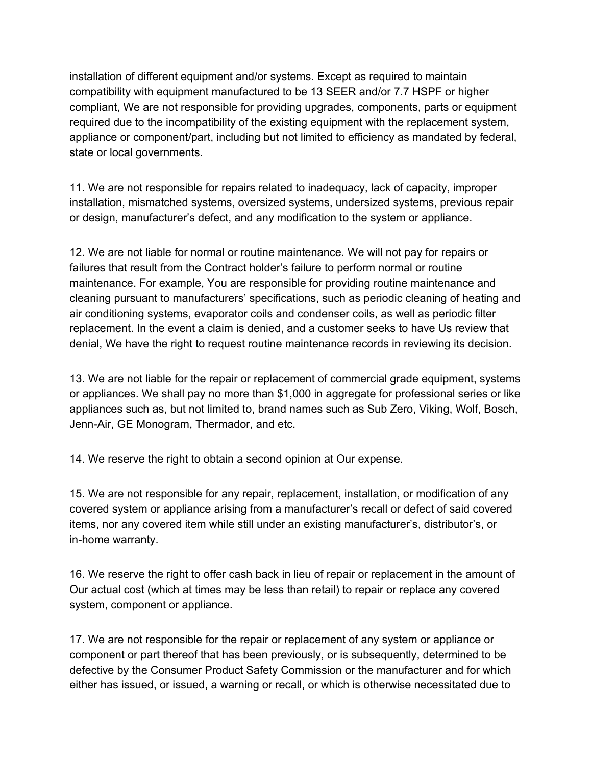installation of different equipment and/or systems. Except as required to maintain compatibility with equipment manufactured to be 13 SEER and/or 7.7 HSPF or higher compliant, We are not responsible for providing upgrades, components, parts or equipment required due to the incompatibility of the existing equipment with the replacement system, appliance or component/part, including but not limited to efficiency as mandated by federal, state or local governments.

11. We are not responsible for repairs related to inadequacy, lack of capacity, improper installation, mismatched systems, oversized systems, undersized systems, previous repair or design, manufacturer's defect, and any modification to the system or appliance.

12. We are not liable for normal or routine maintenance. We will not pay for repairs or failures that result from the Contract holder's failure to perform normal or routine maintenance. For example, You are responsible for providing routine maintenance and cleaning pursuant to manufacturers' specifications, such as periodic cleaning of heating and air conditioning systems, evaporator coils and condenser coils, as well as periodic filter replacement. In the event a claim is denied, and a customer seeks to have Us review that denial, We have the right to request routine maintenance records in reviewing its decision.

13. We are not liable for the repair or replacement of commercial grade equipment, systems or appliances. We shall pay no more than $1,000 in aggregate for professional series or like appliances such as, but not limited to, brand names such as Sub Zero, Viking, Wolf, Bosch, Jenn-Air, GE Monogram, Thermador, and etc.

14. We reserve the right to obtain a second opinion at Our expense.

15. We are not responsible for any repair, replacement, installation, or modification of any covered system or appliance arising from a manufacturer's recall or defect of said covered items, nor any covered item while still under an existing manufacturer's, distributor's, or in-home warranty.

16. We reserve the right to offer cash back in lieu of repair or replacement in the amount of Our actual cost (which at times may be less than retail) to repair or replace any covered system, component or appliance.

17. We are not responsible for the repair or replacement of any system or appliance or component or part thereof that has been previously, or is subsequently, determined to be defective by the Consumer Product Safety Commission or the manufacturer and for which either has issued, or issued, a warning or recall, or which is otherwise necessitated due to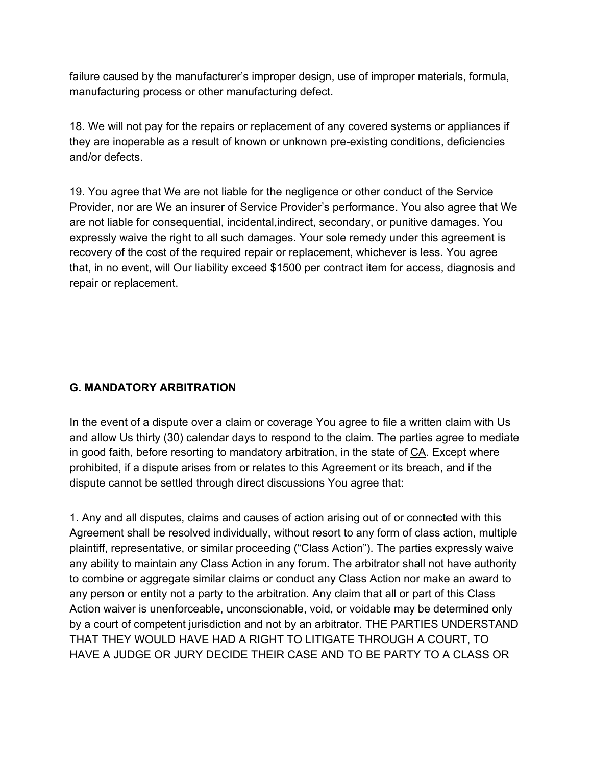failure caused by the manufacturer's improper design, use of improper materials, formula, manufacturing process or other manufacturing defect.

18. We will not pay for the repairs or replacement of any covered systems or appliances if they are inoperable as a result of known or unknown pre-existing conditions, deficiencies and/or defects.

19. You agree that We are not liable for the negligence or other conduct of the Service Provider, nor are We an insurer of Service Provider's performance. You also agree that We are not liable for consequential, incidental,indirect, secondary, or punitive damages. You expressly waive the right to all such damages. Your sole remedy under this agreement is recovery of the cost of the required repair or replacement, whichever is less. You agree that, in no event, will Our liability exceed $1500 per contract item for access, diagnosis and repair or replacement.

## G. MANDATORY ARBITRATION

In the event of a dispute over a claim or coverage You agree to file a written claim with Us and allow Us thirty (30) calendar days to respond to the claim. The parties agree to mediate in good faith, before resorting to mandatory arbitration, in the state of CA. Except where prohibited, if a dispute arises from or relates to this Agreement or its breach, and if the dispute cannot be settled through direct discussions You agree that:

1. Any and all disputes, claims and causes of action arising out of or connected with this Agreement shall be resolved individually, without resort to any form of class action, multiple plaintiff, representative, or similar proceeding ("Class Action"). The parties expressly waive any ability to maintain any Class Action in any forum. The arbitrator shall not have authority to combine or aggregate similar claims or conduct any Class Action nor make an award to any person or entity not a party to the arbitration. Any claim that all or part of this Class Action waiver is unenforceable, unconscionable, void, or voidable may be determined only by a court of competent jurisdiction and not by an arbitrator. THE PARTIES UNDERSTAND THAT THEY WOULD HAVE HAD A RIGHT TO LITIGATE THROUGH A COURT, TO HAVE A JUDGE OR JURY DECIDE THEIR CASE AND TO BE PARTY TO A CLASS OR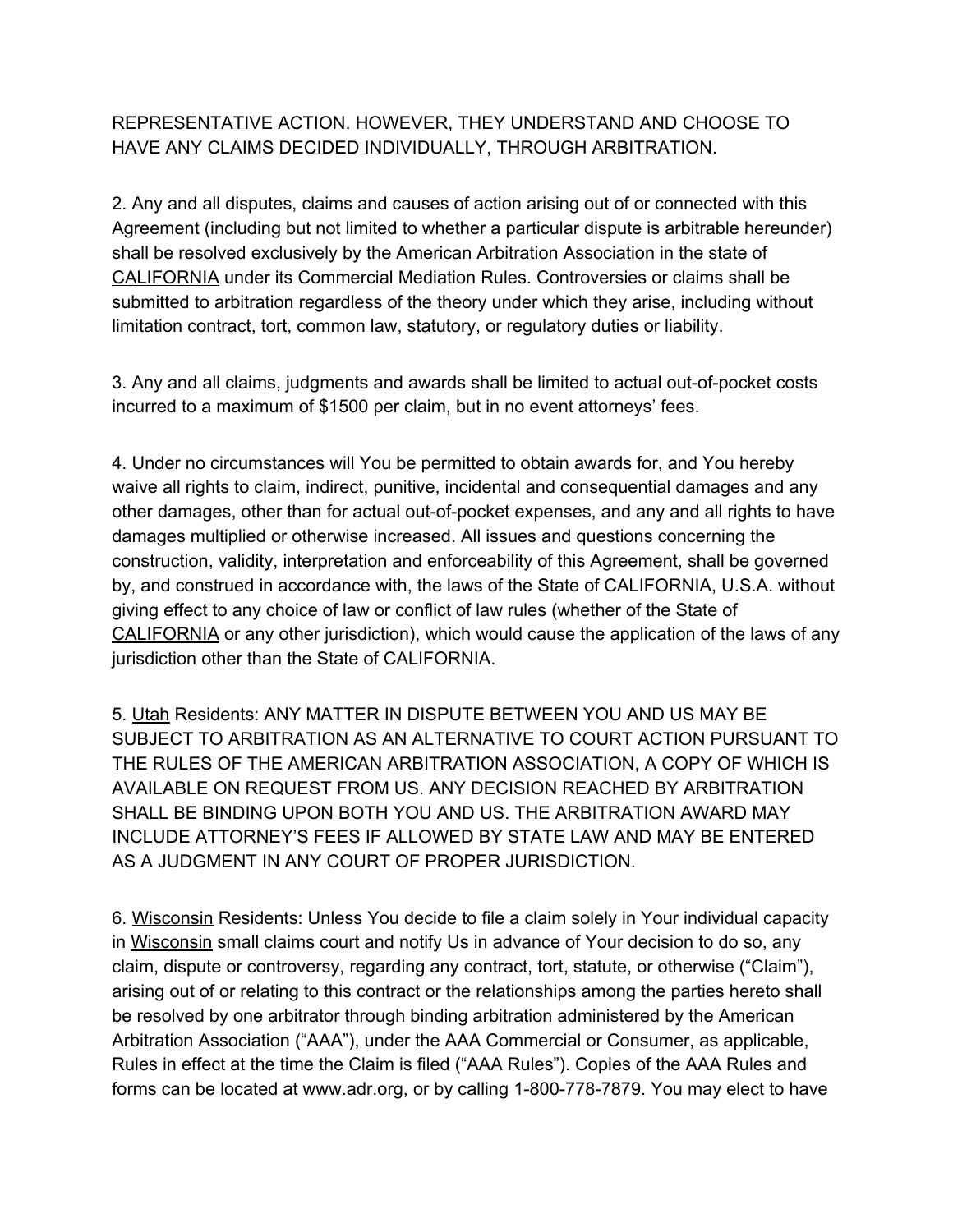REPRESENTATIVE ACTION. HOWEVER, THEY UNDERSTAND AND CHOOSE TO HAVE ANY CLAIMS DECIDED INDIVIDUALLY, THROUGH ARBITRATION.

2. Any and all disputes, claims and causes of action arising out of or connected with this Agreement (including but not limited to whether a particular dispute is arbitrable hereunder) shall be resolved exclusively by the American Arbitration Association in the state of CALIFORNIA under its Commercial Mediation Rules. Controversies or claims shall be submitted to arbitration regardless of the theory under which they arise, including without limitation contract, tort, common law, statutory, or regulatory duties or liability.

3. Any and all claims, judgments and awards shall be limited to actual out-of-pocket costs incurred to a maximum of $1500 per claim, but in no event attorneys' fees.

4. Under no circumstances will You be permitted to obtain awards for, and You hereby waive all rights to claim, indirect, punitive, incidental and consequential damages and any other damages, other than for actual out-of-pocket expenses, and any and all rights to have damages multiplied or otherwise increased. All issues and questions concerning the construction, validity, interpretation and enforceability of this Agreement, shall be governed by, and construed in accordance with, the laws of the State of CALIFORNIA, U.S.A. without giving effect to any choice of law or conflict of law rules (whether of the State of CALIFORNIA or any other jurisdiction), which would cause the application of the laws of any jurisdiction other than the State of CALIFORNIA.

5. Utah Residents: ANY MATTER IN DISPUTE BETWEEN YOU AND US MAY BE SUBJECT TO ARBITRATION AS AN ALTERNATIVE TO COURT ACTION PURSUANT TO THE RULES OF THE AMERICAN ARBITRATION ASSOCIATION, A COPY OF WHICH IS AVAILABLE ON REQUEST FROM US. ANY DECISION REACHED BY ARBITRATION SHALL BE BINDING UPON BOTH YOU AND US. THE ARBITRATION AWARD MAY INCLUDE ATTORNEY'S FEES IF ALLOWED BY STATE LAW AND MAY BE ENTERED AS A JUDGMENT IN ANY COURT OF PROPER JURISDICTION.

6. Wisconsin Residents: Unless You decide to file a claim solely in Your individual capacity in Wisconsin small claims court and notify Us in advance of Your decision to do so, any claim, dispute or controversy, regarding any contract, tort, statute, or otherwise ("Claim"), arising out of or relating to this contract or the relationships among the parties hereto shall be resolved by one arbitrator through binding arbitration administered by the American Arbitration Association ("AAA"), under the AAA Commercial or Consumer, as applicable, Rules in effect at the time the Claim is filed ("AAA Rules"). Copies of the AAA Rules and forms can be located at www.adr.org, or by calling 1-800-778-7879. You may elect to have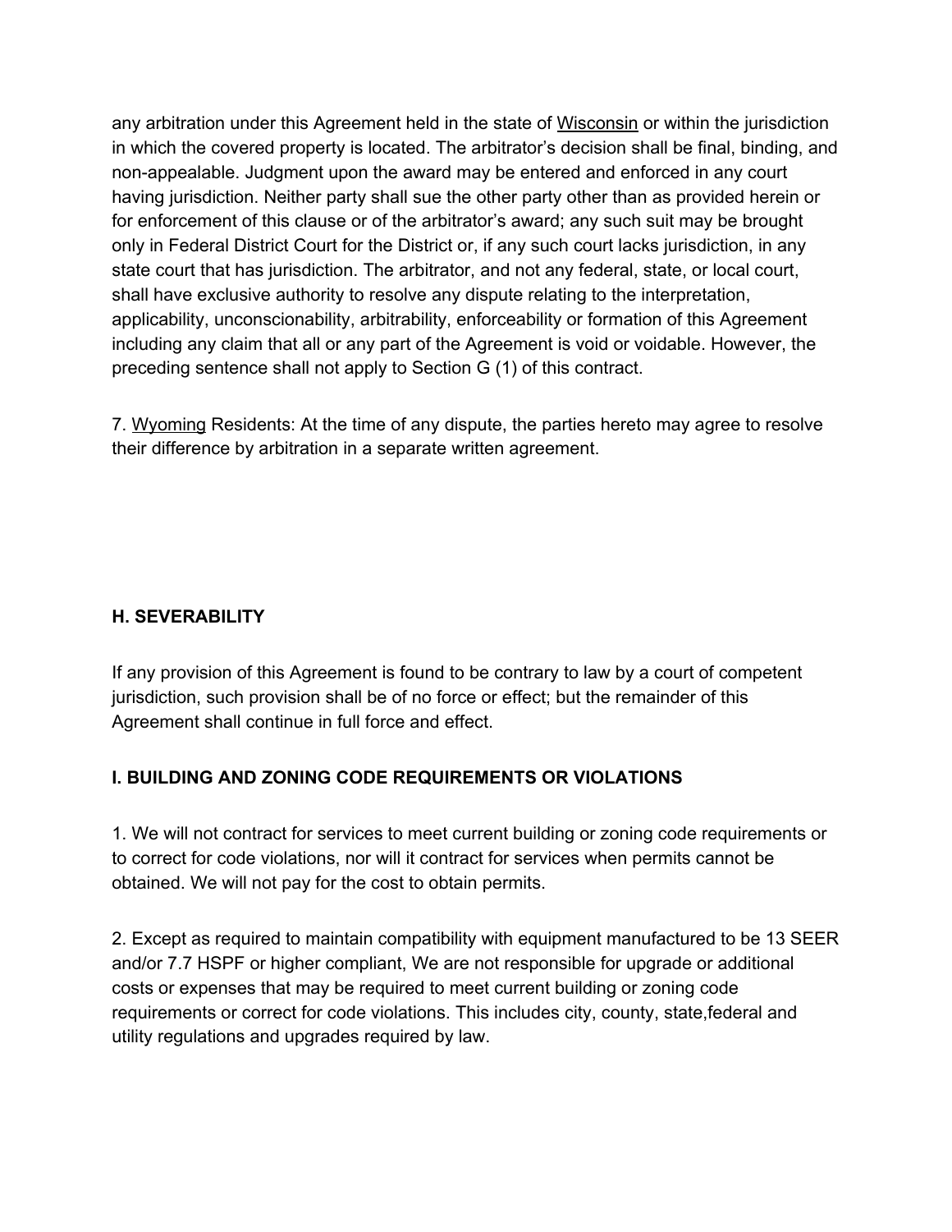any arbitration under this Agreement held in the state of Wisconsin or within the jurisdiction in which the covered property is located. The arbitrator's decision shall be final, binding, and non-appealable. Judgment upon the award may be entered and enforced in any court having jurisdiction. Neither party shall sue the other party other than as provided herein or for enforcement of this clause or of the arbitrator's award; any such suit may be brought only in Federal District Court for the District or, if any such court lacks jurisdiction, in any state court that has jurisdiction. The arbitrator, and not any federal, state, or local court, shall have exclusive authority to resolve any dispute relating to the interpretation, applicability, unconscionability, arbitrability, enforceability or formation of this Agreement including any claim that all or any part of the Agreement is void or voidable. However, the preceding sentence shall not apply to Section G (1) of this contract.

7. Wyoming Residents: At the time of any dispute, the parties hereto may agree to resolve their difference by arbitration in a separate written agreement.

**H. SEVERABILITY**

If any provision of this Agreement is found to be contrary to law by a court of competent jurisdiction, such provision shall be of no force or effect; but the remainder of this Agreement shall continue in full force and effect.

**I. BUILDING AND ZONING CODE REQUIREMENTS OR VIOLATIONS**

1. We will not contract for services to meet current building or zoning code requirements or to correct for code violations, nor will it contract for services when permits cannot be obtained. We will not pay for the cost to obtain permits.

2. Except as required to maintain compatibility with equipment manufactured to be 13 SEER and/or 7.7 HSPF or higher compliant, We are not responsible for upgrade or additional costs or expenses that may be required to meet current building or zoning code requirements or correct for code violations. This includes city, county, state,federal and utility regulations and upgrades required by law.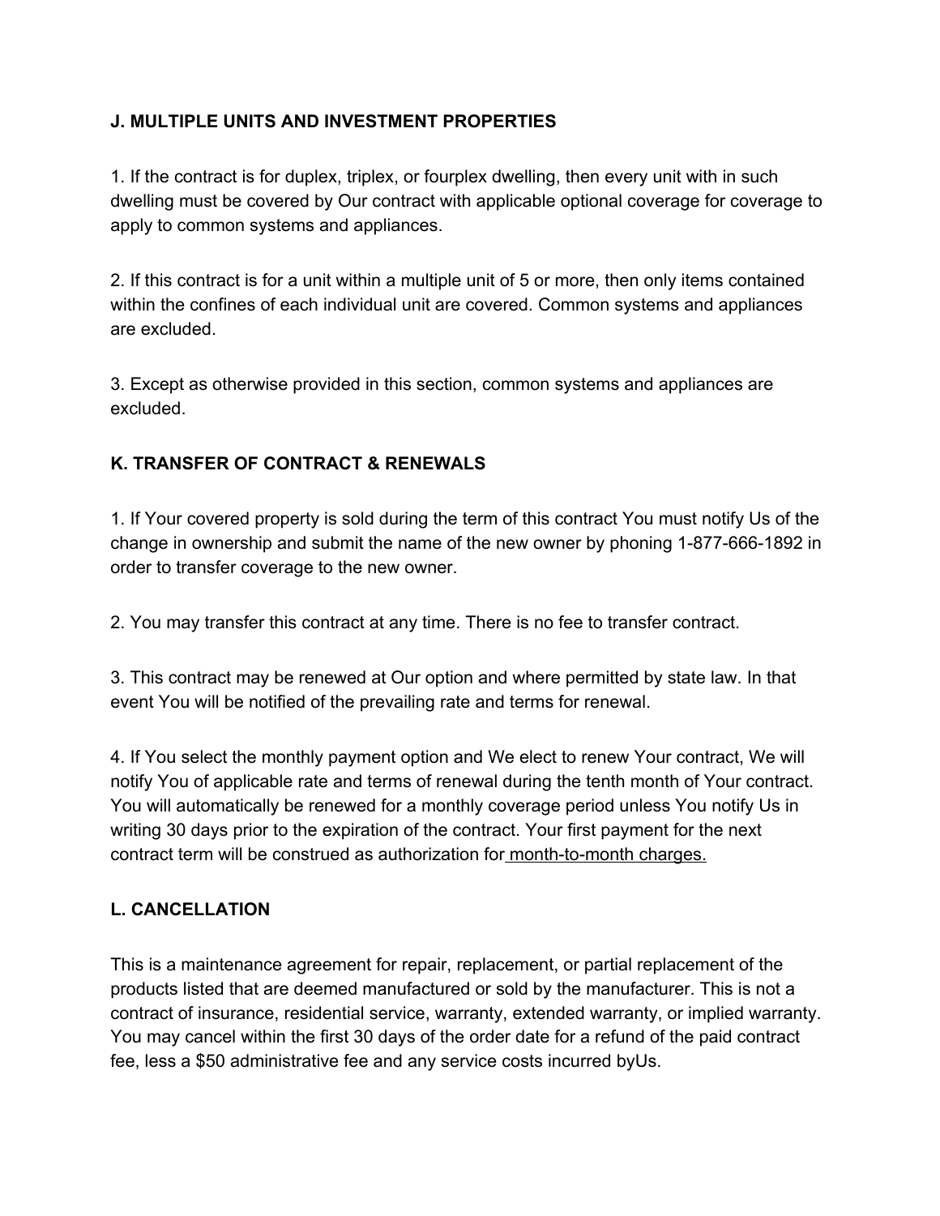**J. MULTIPLE UNITS AND INVESTMENT PROPERTIES**

1. If the contract is for duplex, triplex, or fourplex dwelling, then every unit with in such dwelling must be covered by Our contract with applicable optional coverage for coverage to apply to common systems and appliances.

2. If this contract is for a unit within a multiple unit of 5 or more, then only items contained within the confines of each individual unit are covered. Common systems and appliances are excluded.

3. Except as otherwise provided in this section, common systems and appliances are excluded.

**K. TRANSFER OF CONTRACT & RENEWALS**

1. If Your covered property is sold during the term of this contract You must notify Us of the change in ownership and submit the name of the new owner by phoning 1-877-666-1892 in order to transfer coverage to the new owner.

2. You may transfer this contract at any time. There is no fee to transfer contract.

3. This contract may be renewed at Our option and where permitted by state law. In that event You will be notified of the prevailing rate and terms for renewal.

4. If You select the monthly payment option and We elect to renew Your contract, We will notify You of applicable rate and terms of renewal during the tenth month of Your contract. You will automatically be renewed for a monthly coverage period unless You notify Us in writing 30 days prior to the expiration of the contract. Your first payment for the next contract term will be construed as authorization for month-to-month charges.

**L. CANCELLATION**

This is a maintenance agreement for repair, replacement, or partial replacement of the products listed that are deemed manufactured or sold by the manufacturer. This is not a contract of insurance, residential service, warranty, extended warranty, or implied warranty. You may cancel within the first 30 days of the order date for a refund of the paid contract fee, less a $50 administrative fee and any service costs incurred byUs.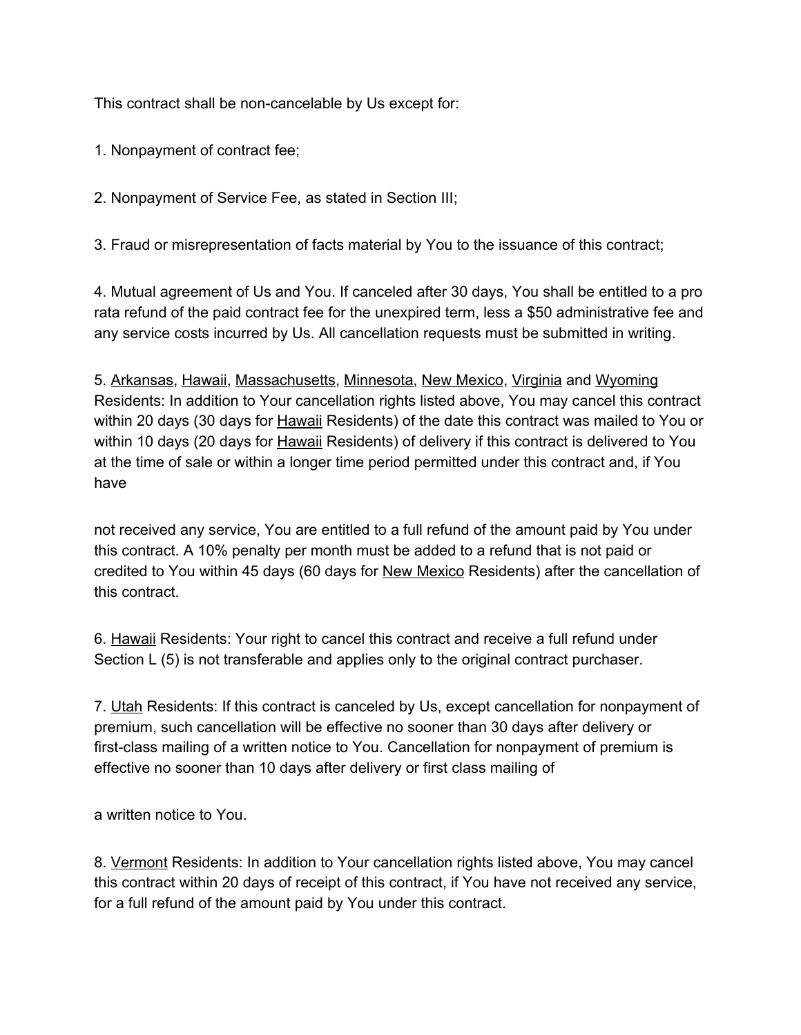This contract shall be non-cancelable by Us except for:

1. Nonpayment of contract fee;

2. Nonpayment of Service Fee, as stated in Section III;

3. Fraud or misrepresentation of facts material by You to the issuance of this contract;

4. Mutual agreement of Us and You. If canceled after 30 days, You shall be entitled to a pro rata refund of the paid contract fee for the unexpired term, less a $50 administrative fee and any service costs incurred by Us. All cancellation requests must be submitted in writing.

5. Arkansas, Hawaii, Massachusetts, Minnesota, New Mexico, Virginia and Wyoming Residents: In addition to Your cancellation rights listed above, You may cancel this contract within 20 days (30 days for Hawaii Residents) of the date this contract was mailed to You or within 10 days (20 days for Hawaii Residents) of delivery if this contract is delivered to You at the time of sale or within a longer time period permitted under this contract and, if You have not received any service, You are entitled to a full refund of the amount paid by You under this contract. A 10% penalty per month must be added to a refund that is not paid or credited to You within 45 days (60 days for New Mexico Residents) after the cancellation of this contract.

6. Hawaii Residents: Your right to cancel this contract and receive a full refund under Section L (5) is not transferable and applies only to the original contract purchaser.

7. Utah Residents: If this contract is canceled by Us, except cancellation for nonpayment of premium, such cancellation will be effective no sooner than 30 days after delivery or first-class mailing of a written notice to You. Cancellation for nonpayment of premium is effective no sooner than 10 days after delivery or first class mailing of a written notice to You.

8. Vermont Residents: In addition to Your cancellation rights listed above, You may cancel this contract within 20 days of receipt of this contract, if You have not received any service, for a full refund of the amount paid by You under this contract.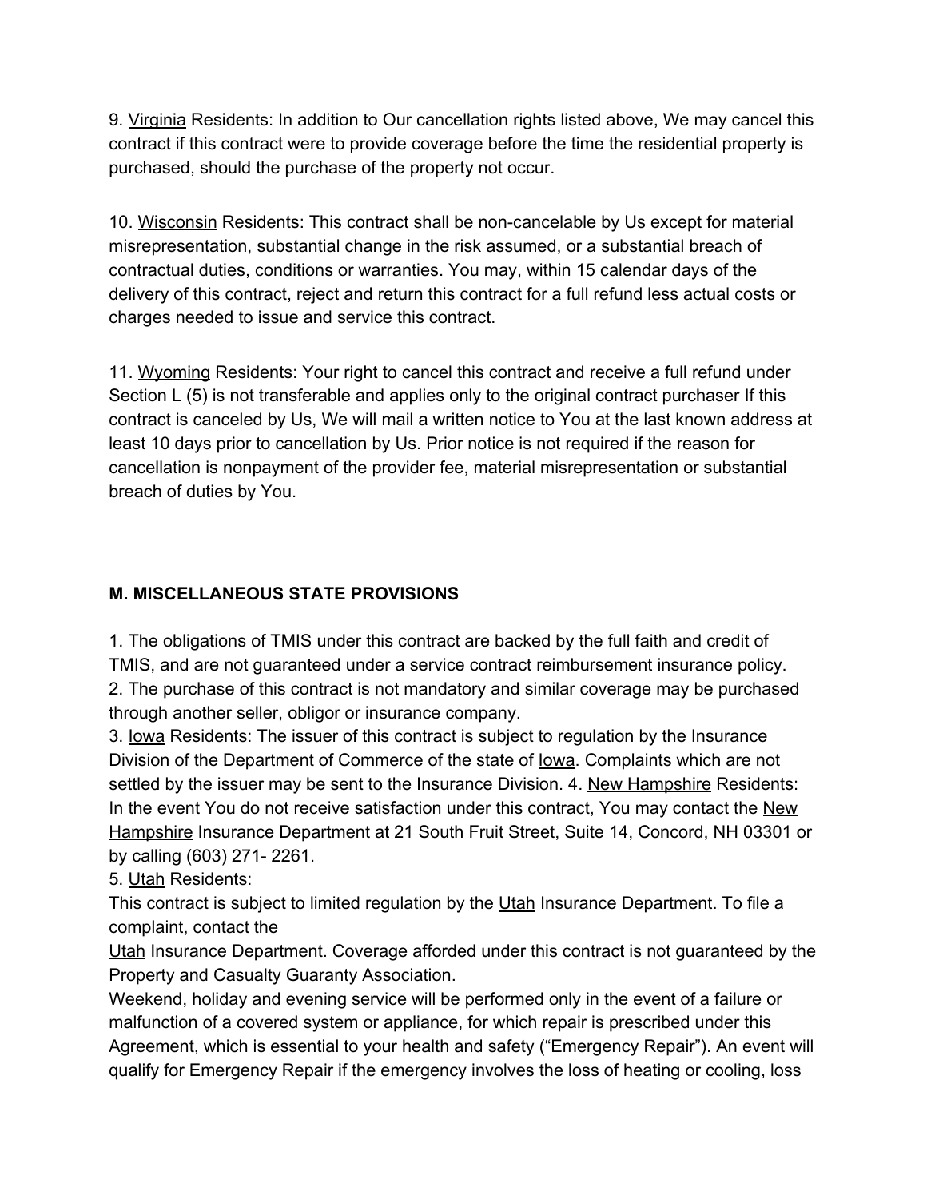9. Virginia Residents: In addition to Our cancellation rights listed above, We may cancel this contract if this contract were to provide coverage before the time the residential property is purchased, should the purchase of the property not occur.

10. Wisconsin Residents: This contract shall be non-cancelable by Us except for material misrepresentation, substantial change in the risk assumed, or a substantial breach of contractual duties, conditions or warranties. You may, within 15 calendar days of the delivery of this contract, reject and return this contract for a full refund less actual costs or charges needed to issue and service this contract.

11. Wyoming Residents: Your right to cancel this contract and receive a full refund under Section L (5) is not transferable and applies only to the original contract purchaser If this contract is canceled by Us, We will mail a written notice to You at the last known address at least 10 days prior to cancellation by Us. Prior notice is not required if the reason for cancellation is nonpayment of the provider fee, material misrepresentation or substantial breach of duties by You.

**M. MISCELLANEOUS STATE PROVISIONS**

1. The obligations of TMIS under this contract are backed by the full faith and credit of TMIS, and are not guaranteed under a service contract reimbursement insurance policy.
2. The purchase of this contract is not mandatory and similar coverage may be purchased through another seller, obligor or insurance company.
3. Iowa Residents: The issuer of this contract is subject to regulation by the Insurance Division of the Department of Commerce of the state of Iowa. Complaints which are not settled by the issuer may be sent to the Insurance Division. 4. New Hampshire Residents: In the event You do not receive satisfaction under this contract, You may contact the New Hampshire Insurance Department at 21 South Fruit Street, Suite 14, Concord, NH 03301 or by calling (603) 271- 2261.
5. Utah Residents:

This contract is subject to limited regulation by the Utah Insurance Department. To file a complaint, contact the Utah Insurance Department. Coverage afforded under this contract is not guaranteed by the Property and Casualty Guaranty Association.

Weekend, holiday and evening service will be performed only in the event of a failure or malfunction of a covered system or appliance, for which repair is prescribed under this Agreement, which is essential to your health and safety ("Emergency Repair"). An event will qualify for Emergency Repair if the emergency involves the loss of heating or cooling, loss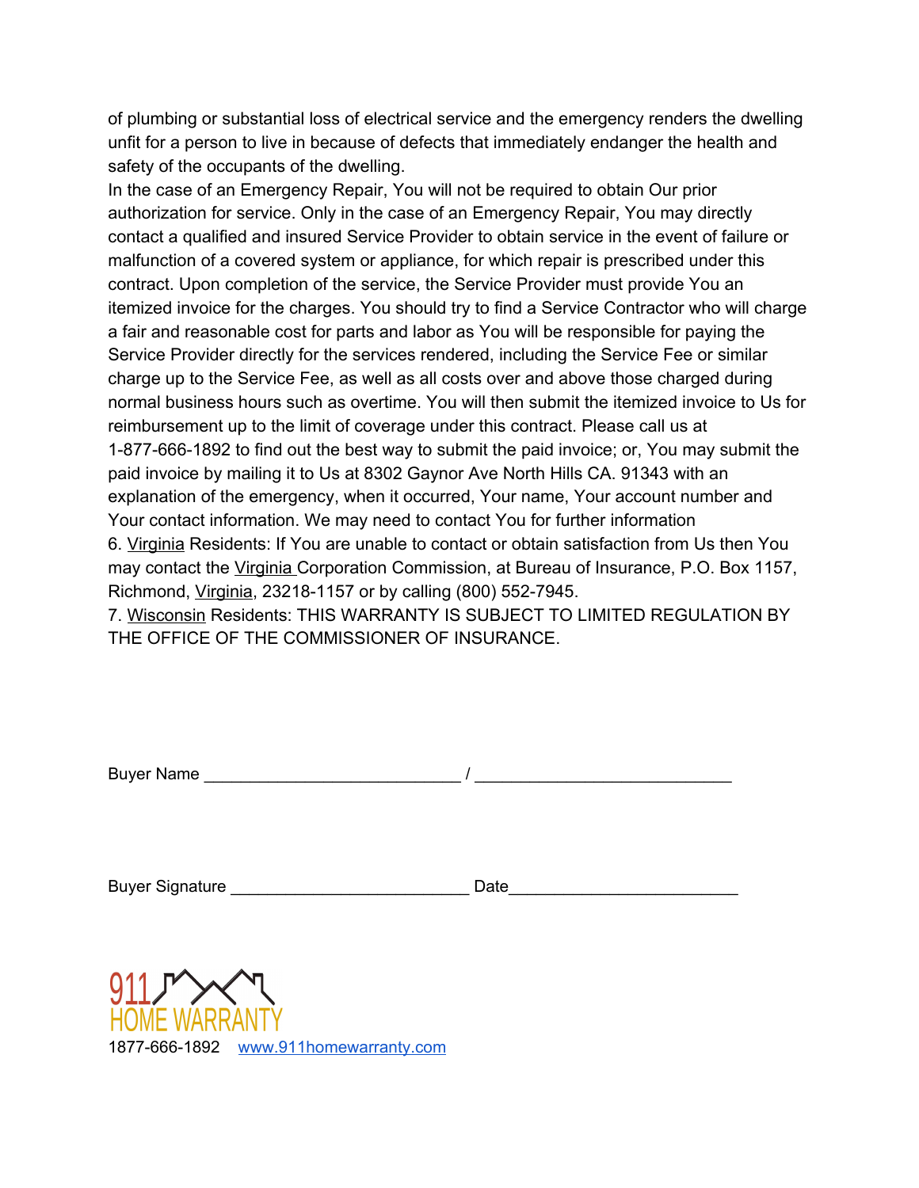of plumbing or substantial loss of electrical service and the emergency renders the dwelling unfit for a person to live in because of defects that immediately endanger the health and safety of the occupants of the dwelling.

In the case of an Emergency Repair, You will not be required to obtain Our prior authorization for service. Only in the case of an Emergency Repair, You may directly contact a qualified and insured Service Provider to obtain service in the event of failure or malfunction of a covered system or appliance, for which repair is prescribed under this contract. Upon completion of the service, the Service Provider must provide You an itemized invoice for the charges. You should try to find a Service Contractor who will charge a fair and reasonable cost for parts and labor as You will be responsible for paying the Service Provider directly for the services rendered, including the Service Fee or similar charge up to the Service Fee, as well as all costs over and above those charged during normal business hours such as overtime. You will then submit the itemized invoice to Us for reimbursement up to the limit of coverage under this contract. Please call us at 1-877-666-1892 to find out the best way to submit the paid invoice; or, You may submit the paid invoice by mailing it to Us at 8302 Gaynor Ave North Hills CA. 91343 with an explanation of the emergency, when it occurred, Your name, Your account number and Your contact information. We may need to contact You for further information

6. Virginia Residents: If You are unable to contact or obtain satisfaction from Us then You may contact the Virginia Corporation Commission, at Bureau of Insurance, P.O. Box 1157, Richmond, Virginia, 23218-1157 or by calling (800) 552-7945.

7. Wisconsin Residents: THIS WARRANTY IS SUBJECT TO LIMITED REGULATION BY THE OFFICE OF THE COMMISSIONER OF INSURANCE.

Buyer Name ____________________________ / ____________________________

Buyer Signature __________________________ Date________________________

911 HOME WARRANTY

1877-666-1892 www.911homewarranty.com